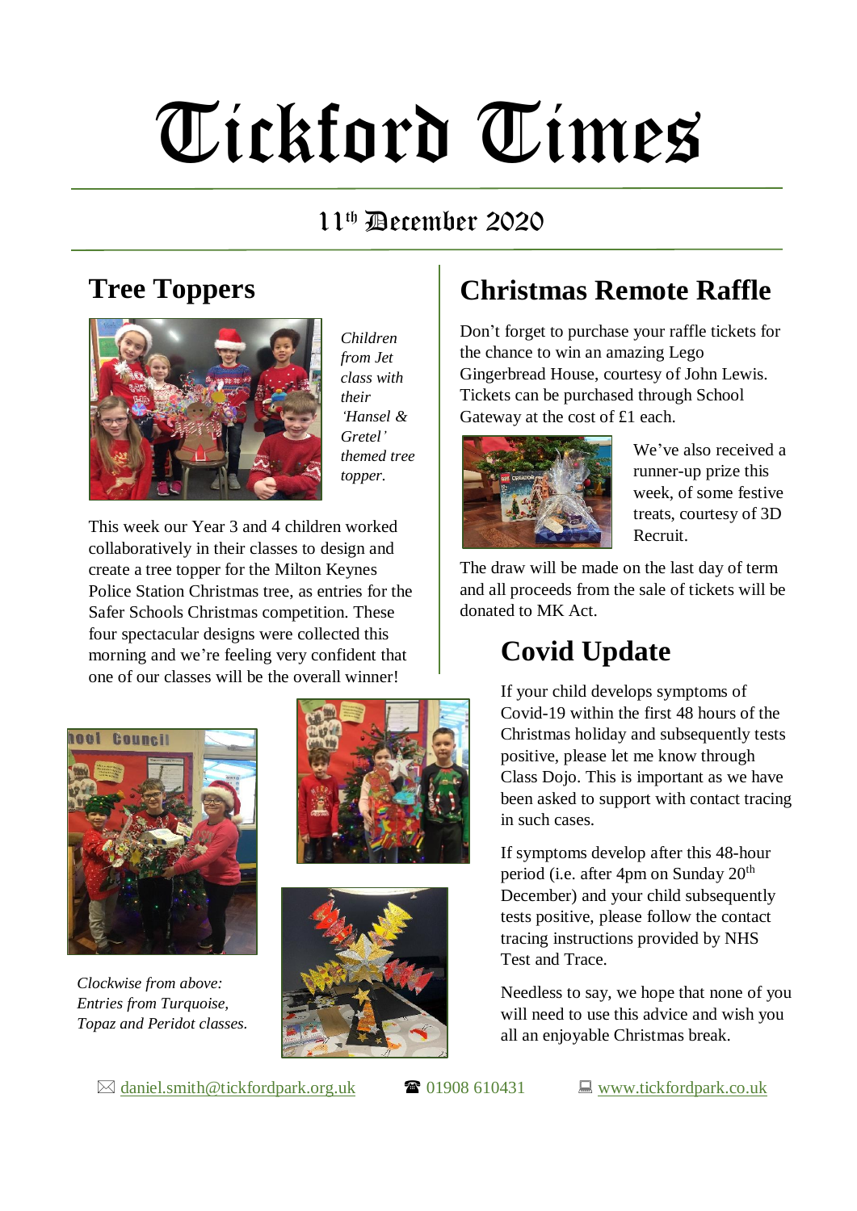# Tickford Times

## 11th December 2020

## Tree Toppers

*Children from Jet class with their 'Hansel & Gretel' themed tree topper.*

This week our Year 3 and 4 children worked collaboratively in their classes to design and create a tree topper for the Milton Keynes Police Station Christmas tree, as entries for the Safer Schools Christmas competition. These four spectacular designs were collected this morning and we're feeling very confident that one of our classes will be the overall winner!

*Clockwise from above: Entries from Turquoise, Topaz and Peridot classes.*

## Christmas Remote Raffle

Don't forget to purchase your raffle tickets for the chance to win an amazing Lego Gingerbread House, courtesy of John Lewis. Tickets can be purchased through School Gateway at the cost of £1 each.

We've also received a runner-up prize this week, of some festive treats, courtesy of 3D Recruit.

The draw will be made on the last day of term and all proceeds from the sale of tickets will be donated to MK Act.

## Covid Update

If your child develops symptoms of Covid-19 within the first 48 hours of the Christmas holiday and subsequently tests positive, please let me know through Class Dojo. This is important as we have been asked to support with contact tracing in such cases.

If symptoms develop after this 48-hour period (i.e. after 4pm on Sunday 20th December) and your child subsequently tests positive, please follow the contact tracing instructions provided by NHS Test and Trace.

Needless to say, we hope that none of you will need to use this advice and wish you all an enjoyable Christmas break.

✉ daniel.smith@tickfordpark.org.uk ☎ 01908 610431 💻 www.tickfordpark.co.uk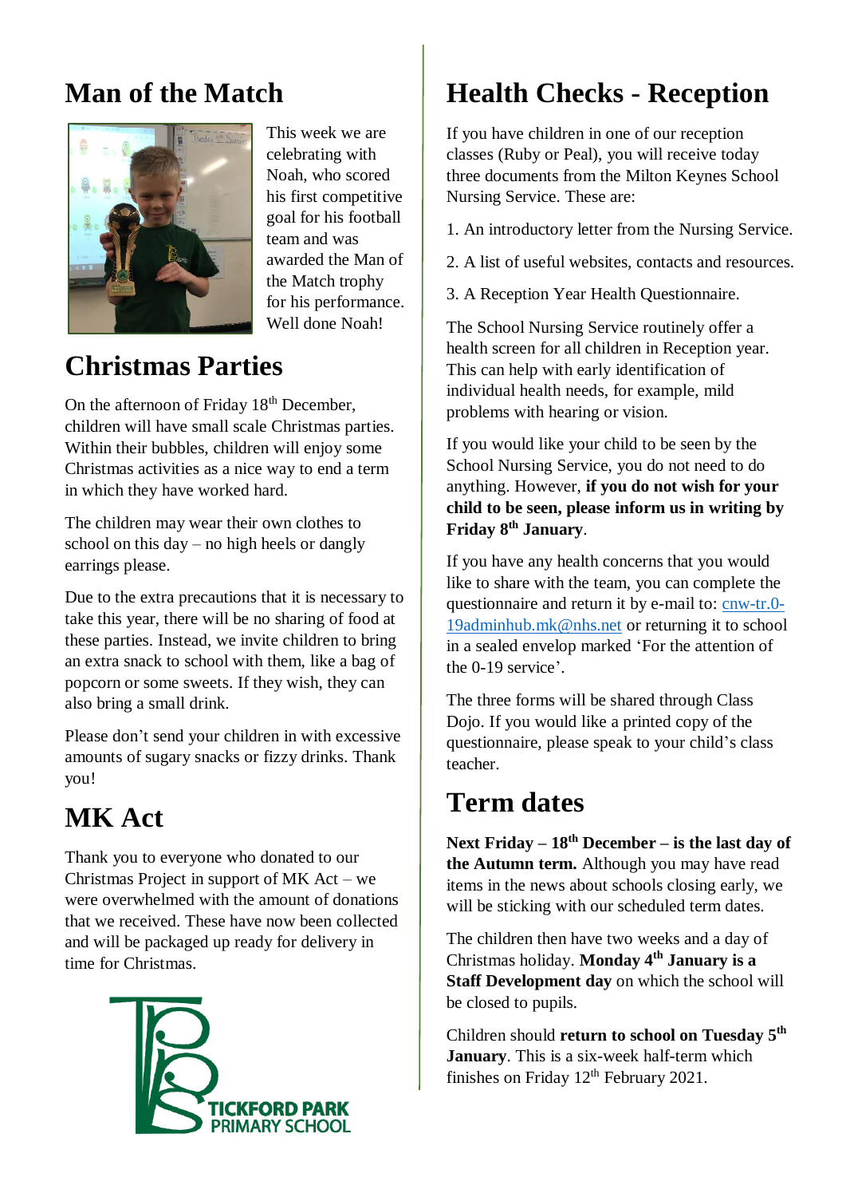## Man of the Match

This week we are celebrating with Noah, who scored his first competitive goal for his football team and was awarded the Man of the Match trophy for his performance. Well done Noah!

## Christmas Parties

On the afternoon of Friday 18th December, children will have small scale Christmas parties. Within their bubbles, children will enjoy some Christmas activities as a nice way to end a term in which they have worked hard.

The children may wear their own clothes to school on this day – no high heels or dangly earrings please.

Due to the extra precautions that it is necessary to take this year, there will be no sharing of food at these parties. Instead, we invite children to bring an extra snack to school with them, like a bag of popcorn or some sweets. If they wish, they can also bring a small drink.

Please don't send your children in with excessive amounts of sugary snacks or fizzy drinks. Thank you!

## MK Act

Thank you to everyone who donated to our Christmas Project in support of MK Act – we were overwhelmed with the amount of donations that we received. These have now been collected and will be packaged up ready for delivery in time for Christmas.

TICKFORD PARK PRIMARY SCHOOL

## Health Checks - Reception

If you have children in one of our reception classes (Ruby or Peal), you will receive today three documents from the Milton Keynes School Nursing Service. These are:

1. An introductory letter from the Nursing Service.
2. A list of useful websites, contacts and resources.
3. A Reception Year Health Questionnaire.

The School Nursing Service routinely offer a health screen for all children in Reception year. This can help with early identification of individual health needs, for example, mild problems with hearing or vision.

If you would like your child to be seen by the School Nursing Service, you do not need to do anything. However, **if you do not wish for your child to be seen, please inform us in writing by Friday 8th January**.

If you have any health concerns that you would like to share with the team, you can complete the questionnaire and return it by e-mail to: cnw-tr.0-19adminhub.mk@nhs.net or returning it to school in a sealed envelop marked 'For the attention of the 0-19 service'.

The three forms will be shared through Class Dojo. If you would like a printed copy of the questionnaire, please speak to your child's class teacher.

## Term dates

**Next Friday – 18th December – is the last day of the Autumn term.** Although you may have read items in the news about schools closing early, we will be sticking with our scheduled term dates.

The children then have two weeks and a day of Christmas holiday. **Monday 4th January is a Staff Development day** on which the school will be closed to pupils.

Children should **return to school on Tuesday 5th January**. This is a six-week half-term which finishes on Friday 12th February 2021.